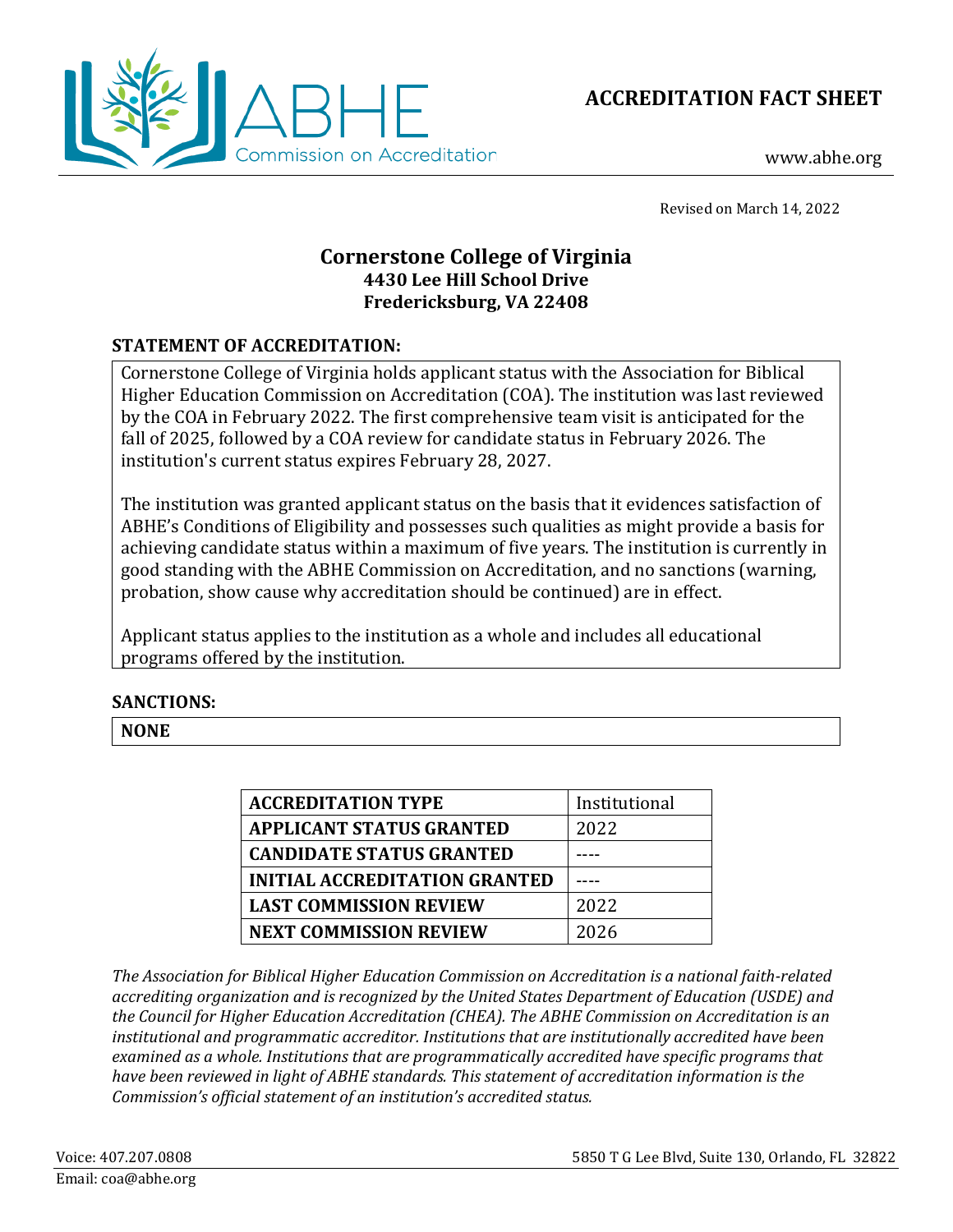ABHE Commission on Accreditation

# ACCREDITATION FACT SHEET

www.abhe.org

Revised on March 14, 2022

## Cornerstone College of Virginia
**4430 Lee Hill School Drive**
**Fredericksburg, VA 22408**

### STATEMENT OF ACCREDITATION:

Cornerstone College of Virginia holds applicant status with the Association for Biblical Higher Education Commission on Accreditation (COA). The institution was last reviewed by the COA in February 2022. The first comprehensive team visit is anticipated for the fall of 2025, followed by a COA review for candidate status in February 2026. The institution's current status expires February 28, 2027.

The institution was granted applicant status on the basis that it evidences satisfaction of ABHE's Conditions of Eligibility and possesses such qualities as might provide a basis for achieving candidate status within a maximum of five years. The institution is currently in good standing with the ABHE Commission on Accreditation, and no sanctions (warning, probation, show cause why accreditation should be continued) are in effect.

Applicant status applies to the institution as a whole and includes all educational programs offered by the institution.

### SANCTIONS:

**NONE**

| | |
|---|---|
| **ACCREDITATION TYPE** | Institutional |
| **APPLICANT STATUS GRANTED** | 2022 |
| **CANDIDATE STATUS GRANTED** | ---- |
| **INITIAL ACCREDITATION GRANTED** | ---- |
| **LAST COMMISSION REVIEW** | 2022 |
| **NEXT COMMISSION REVIEW** | 2026 |

*The Association for Biblical Higher Education Commission on Accreditation is a national faith-related accrediting organization and is recognized by the United States Department of Education (USDE) and the Council for Higher Education Accreditation (CHEA). The ABHE Commission on Accreditation is an institutional and programmatic accreditor. Institutions that are institutionally accredited have been examined as a whole. Institutions that are programmatically accredited have specific programs that have been reviewed in light of ABHE standards. This statement of accreditation information is the Commission's official statement of an institution's accredited status.*

Voice: 407.207.0808
Email: coa@abhe.org
5850 T G Lee Blvd, Suite 130, Orlando, FL 32822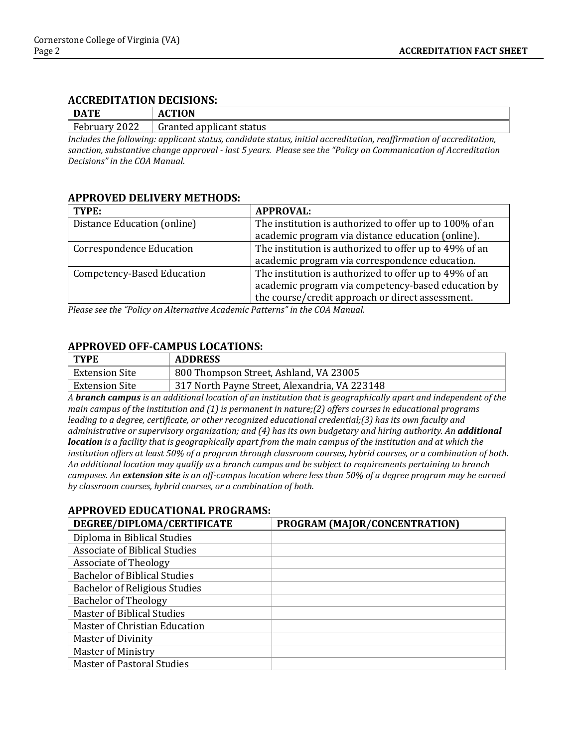## ACCREDITATION DECISIONS:

| DATE | ACTION |
|---|---|
| February 2022 | Granted applicant status |

*Includes the following: applicant status, candidate status, initial accreditation, reaffirmation of accreditation, sanction, substantive change approval - last 5 years. Please see the "Policy on Communication of Accreditation Decisions" in the COA Manual.*

## APPROVED DELIVERY METHODS:

| TYPE: | APPROVAL: |
|---|---|
| Distance Education (online) | The institution is authorized to offer up to 100% of an academic program via distance education (online). |
| Correspondence Education | The institution is authorized to offer up to 49% of an academic program via correspondence education. |
| Competency-Based Education | The institution is authorized to offer up to 49% of an academic program via competency-based education by the course/credit approach or direct assessment. |

*Please see the "Policy on Alternative Academic Patterns" in the COA Manual.*

## APPROVED OFF-CAMPUS LOCATIONS:

| TYPE | ADDRESS |
|---|---|
| Extension Site | 800 Thompson Street, Ashland, VA 23005 |
| Extension Site | 317 North Payne Street, Alexandria, VA 223148 |

*A **branch campus** is an additional location of an institution that is geographically apart and independent of the main campus of the institution and (1) is permanent in nature;(2) offers courses in educational programs leading to a degree, certificate, or other recognized educational credential;(3) has its own faculty and administrative or supervisory organization; and (4) has its own budgetary and hiring authority. An **additional location** is a facility that is geographically apart from the main campus of the institution and at which the institution offers at least 50% of a program through classroom courses, hybrid courses, or a combination of both. An additional location may qualify as a branch campus and be subject to requirements pertaining to branch campuses. An **extension site** is an off-campus location where less than 50% of a degree program may be earned by classroom courses, hybrid courses, or a combination of both.*

## APPROVED EDUCATIONAL PROGRAMS:

| DEGREE/DIPLOMA/CERTIFICATE | PROGRAM (MAJOR/CONCENTRATION) |
|---|---|
| Diploma in Biblical Studies | |
| Associate of Biblical Studies | |
| Associate of Theology | |
| Bachelor of Biblical Studies | |
| Bachelor of Religious Studies | |
| Bachelor of Theology | |
| Master of Biblical Studies | |
| Master of Christian Education | |
| Master of Divinity | |
| Master of Ministry | |
| Master of Pastoral Studies | |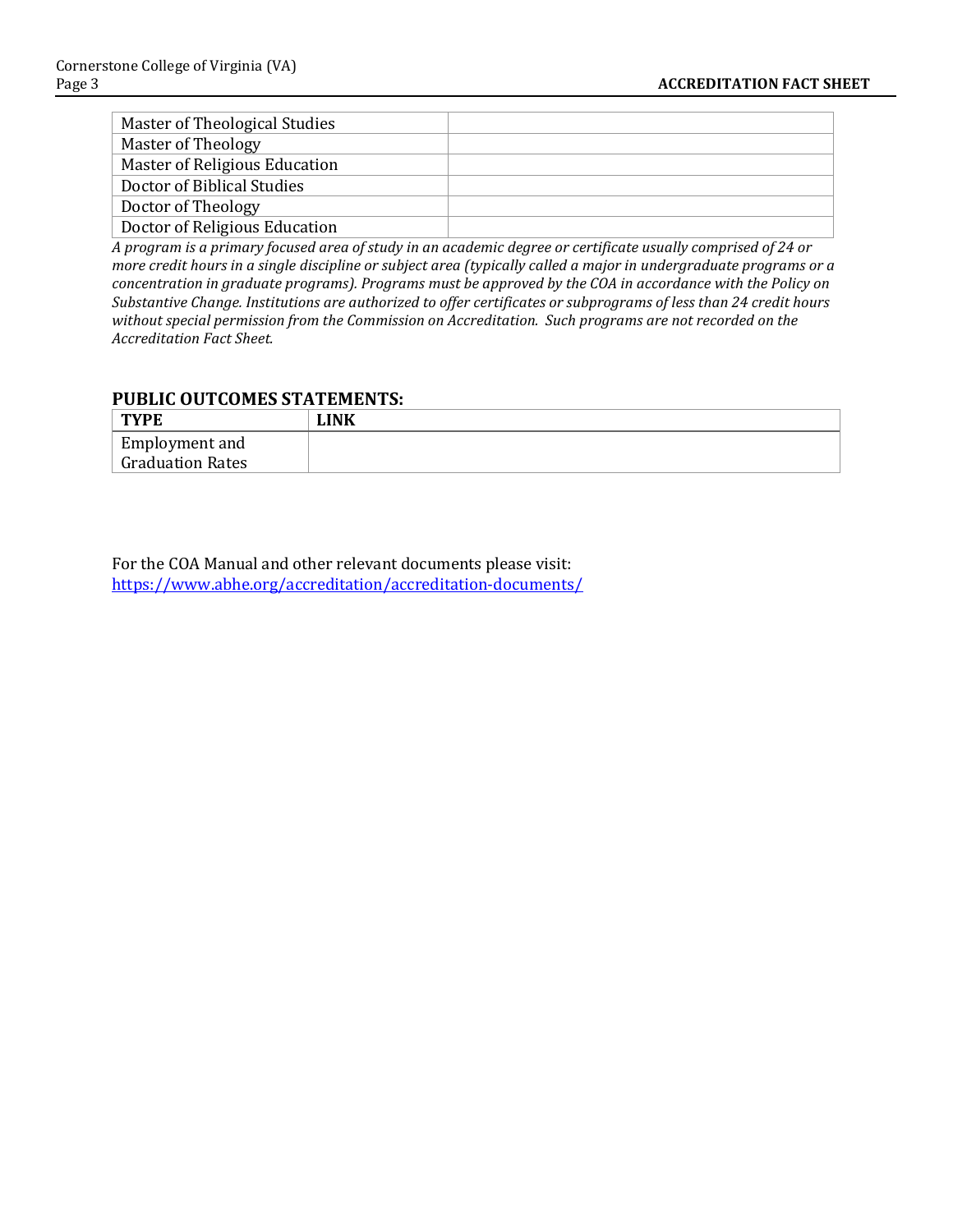| | |
|---|---|
| Master of Theological Studies | |
| Master of Theology | |
| Master of Religious Education | |
| Doctor of Biblical Studies | |
| Doctor of Theology | |
| Doctor of Religious Education | |

*A program is a primary focused area of study in an academic degree or certificate usually comprised of 24 or more credit hours in a single discipline or subject area (typically called a major in undergraduate programs or a concentration in graduate programs). Programs must be approved by the COA in accordance with the Policy on Substantive Change. Institutions are authorized to offer certificates or subprograms of less than 24 credit hours without special permission from the Commission on Accreditation. Such programs are not recorded on the Accreditation Fact Sheet.*

## PUBLIC OUTCOMES STATEMENTS:

| TYPE | LINK |
|---|---|
| Employment and Graduation Rates | |

For the COA Manual and other relevant documents please visit:
https://www.abhe.org/accreditation/accreditation-documents/